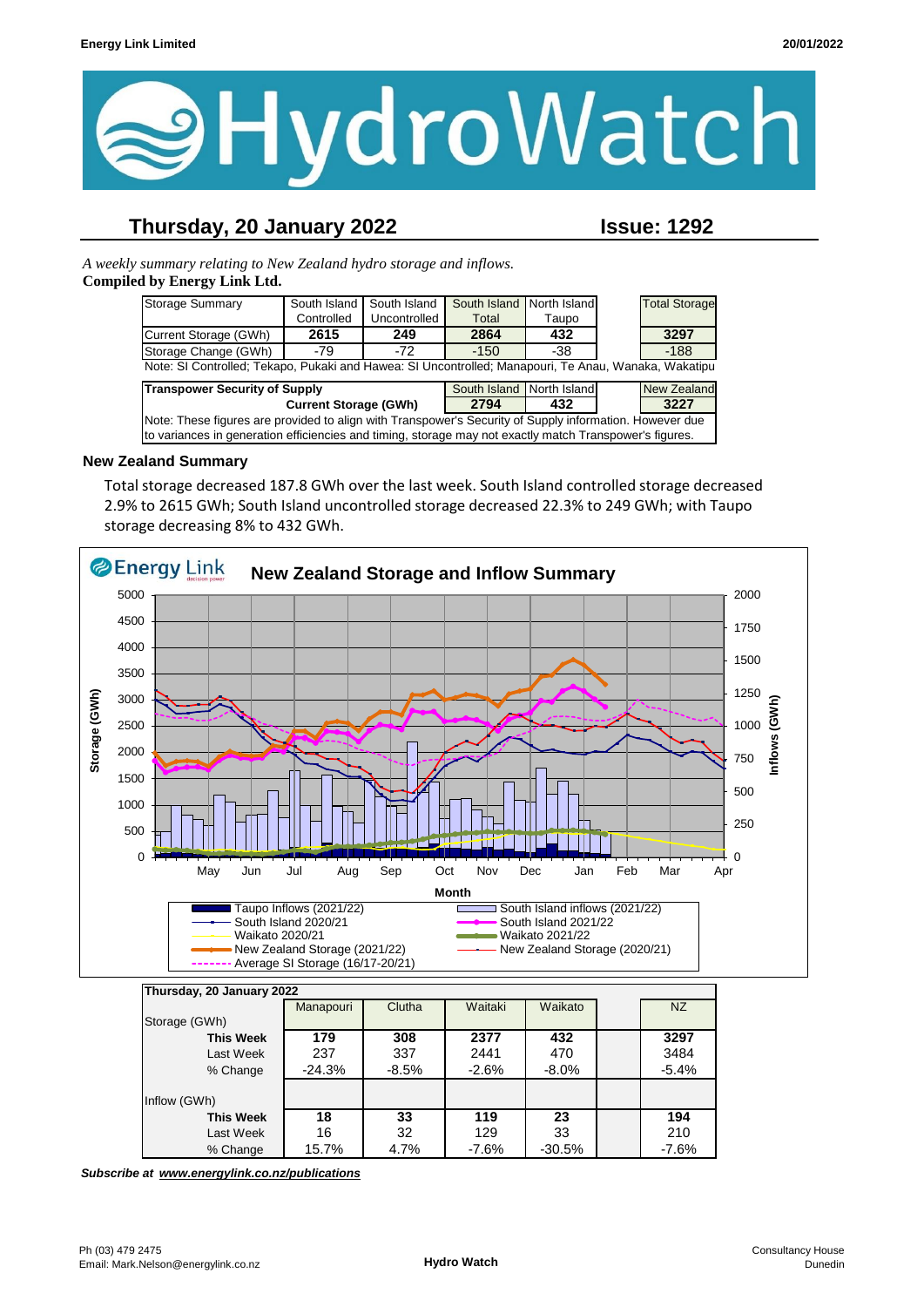Energy Link Limited 20/01/2022

# HydroWatch

## Thursday, 20 January 2022 Issue: 1292

*A weekly summary relating to New Zealand hydro storage and inflows.*
**Compiled by Energy Link Ltd.**

| Storage Summary | South Island Controlled | South Island Uncontrolled | South Island Total | North Island Taupo | Total Storage |
|---|---|---|---|---|---|
| Current Storage (GWh) | **2615** | **249** | **2864** | **432** | **3297** |
| Storage Change (GWh) | -79 | -72 | -150 | -38 | -188 |

Note: SI Controlled; Tekapo, Pukaki and Hawea: SI Uncontrolled; Manapouri, Te Anau, Wanaka, Wakatipu

| Transpower Security of Supply | South Island | North Island | New Zealand |
|---|---|---|---|
| Current Storage (GWh) | **2794** | **432** | **3227** |

Note: These figures are provided to align with Transpower's Security of Supply information. However due to variances in generation efficiencies and timing, storage may not exactly match Transpower's figures.

### New Zealand Summary

Total storage decreased 187.8 GWh over the last week. South Island controlled storage decreased 2.9% to 2615 GWh; South Island uncontrolled storage decreased 22.3% to 249 GWh; with Taupo storage decreasing 8% to 432 GWh.

**New Zealand Storage and Inflow Summary**

| Thursday, 20 January 2022 | Manapouri | Clutha | Waitaki | Waikato | NZ |
|---|---|---|---|---|---|
| **Storage (GWh)** | | | | | |
| **This Week** | **179** | **308** | **2377** | **432** | **3297** |
| Last Week | 237 | 337 | 2441 | 470 | 3484 |
| % Change | -24.3% | -8.5% | -2.6% | -8.0% | -5.4% |
| **Inflow (GWh)** | | | | | |
| **This Week** | **18** | **33** | **119** | **23** | **194** |
| Last Week | 16 | 32 | 129 | 33 | 210 |
| % Change | 15.7% | 4.7% | -7.6% | -30.5% | -7.6% |

***Subscribe at www.energylink.co.nz/publications***

Ph (03) 479 2475
Email: Mark.Nelson@energylink.co.nz

Hydro Watch

Consultancy House
Dunedin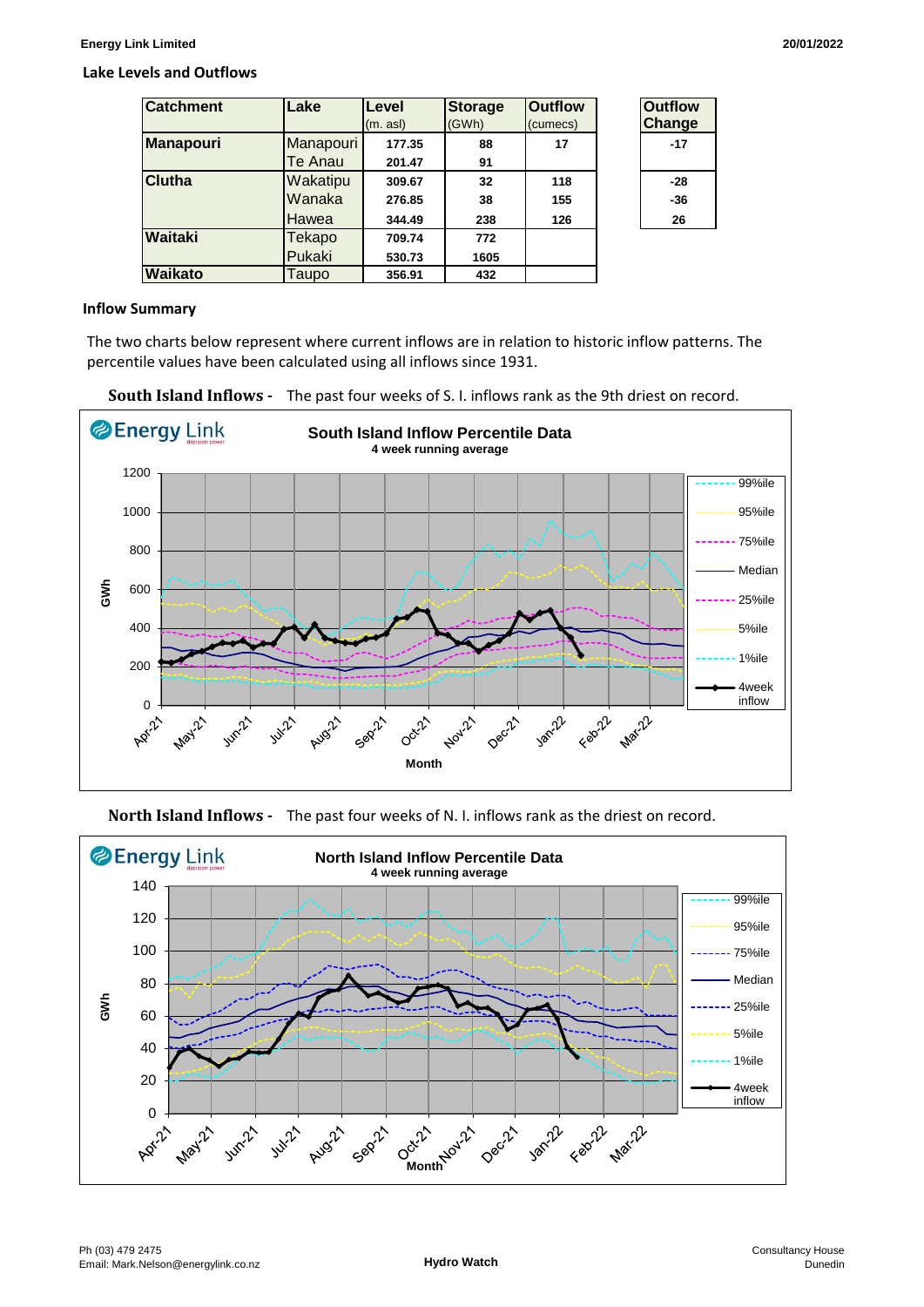## Lake Levels and Outflows

| Catchment | Lake | Level (m. asl) | Storage (GWh) | Outflow (cumecs) | Outflow Change |
|---|---|---|---|---|---|
| **Manapouri** | Manapouri | 177.35 | 88 | 17 | -17 |
| | Te Anau | 201.47 | 91 | | |
| **Clutha** | Wakatipu | 309.67 | 32 | 118 | -28 |
| | Wanaka | 276.85 | 38 | 155 | -36 |
| | Hawea | 344.49 | 238 | 126 | 26 |
| **Waitaki** | Tekapo | 709.74 | 772 | | |
| | Pukaki | 530.73 | 1605 | | |
| **Waikato** | Taupo | 356.91 | 432 | | |

## Inflow Summary

The two charts below represent where current inflows are in relation to historic inflow patterns. The percentile values have been calculated using all inflows since 1931.

**South Island Inflows -** The past four weeks of S. I. inflows rank as the 9th driest on record.

**North Island Inflows -** The past four weeks of N. I. inflows rank as the driest on record.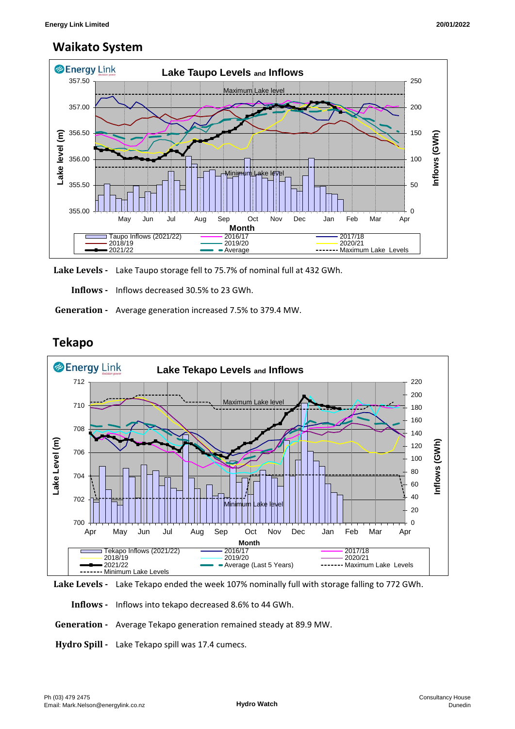## Waikato System

**Lake Levels -** Lake Taupo storage fell to 75.7% of nominal full at 432 GWh.

**Inflows -** Inflows decreased 30.5% to 23 GWh.

**Generation -** Average generation increased 7.5% to 379.4 MW.

## Tekapo

**Lake Levels -** Lake Tekapo ended the week 107% nominally full with storage falling to 772 GWh.

**Inflows -** Inflows into tekapo decreased 8.6% to 44 GWh.

**Generation -** Average Tekapo generation remained steady at 89.9 MW.

**Hydro Spill -** Lake Tekapo spill was 17.4 cumecs.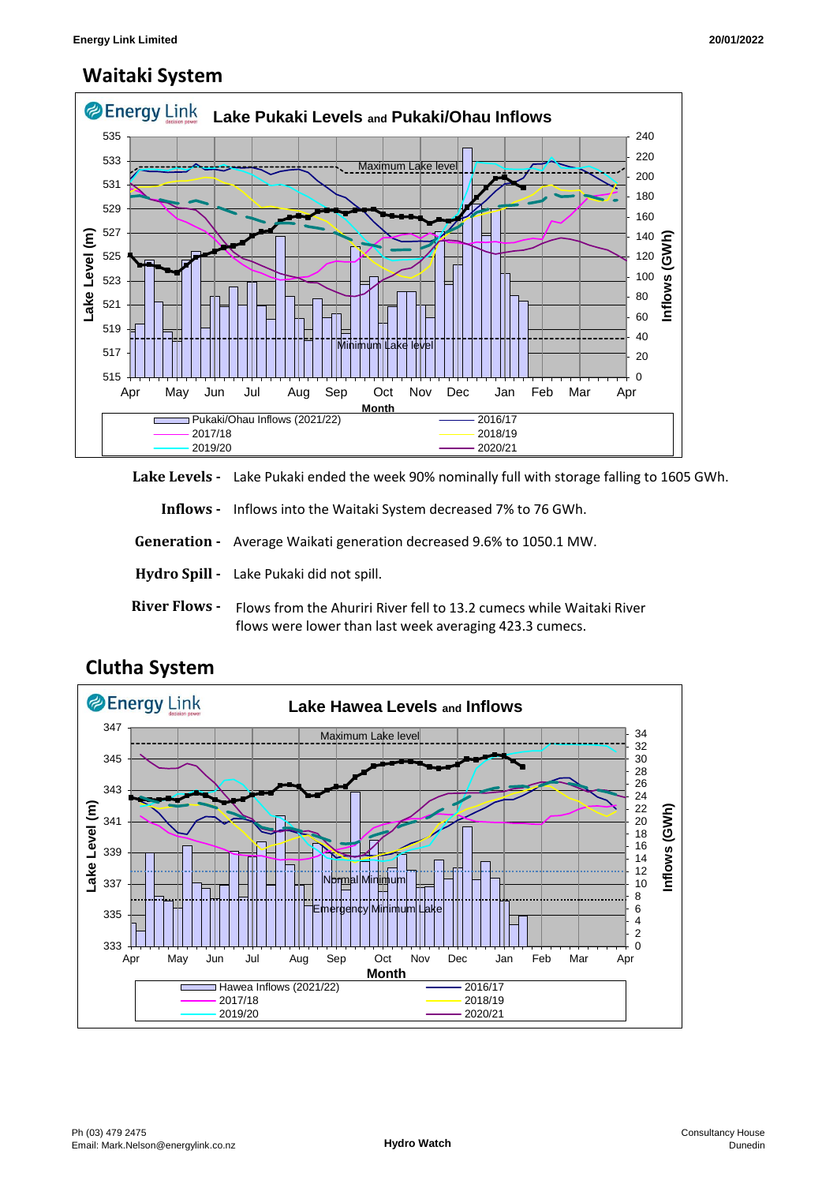## Waitaki System

**Lake Levels -** Lake Pukaki ended the week 90% nominally full with storage falling to 1605 GWh.

**Inflows -** Inflows into the Waitaki System decreased 7% to 76 GWh.

**Generation -** Average Waikati generation decreased 9.6% to 1050.1 MW.

**Hydro Spill -** Lake Pukaki did not spill.

**River Flows -** Flows from the Ahuriri River fell to 13.2 cumecs while Waitaki River flows were lower than last week averaging 423.3 cumecs.

## Clutha System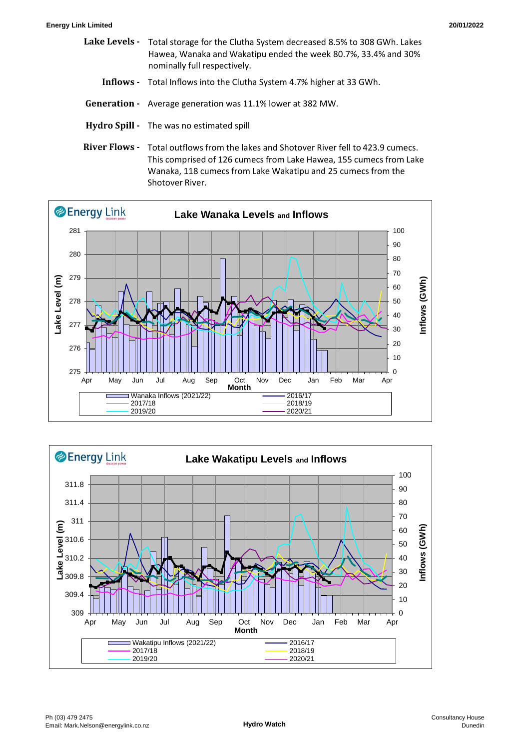**Lake Levels -** Total storage for the Clutha System decreased 8.5% to 308 GWh. Lakes Hawea, Wanaka and Wakatipu ended the week 80.7%, 33.4% and 30% nominally full respectively.

**Inflows -** Total Inflows into the Clutha System 4.7% higher at 33 GWh.

**Generation -** Average generation was 11.1% lower at 382 MW.

**Hydro Spill -** The was no estimated spill

**River Flows -** Total outflows from the lakes and Shotover River fell to 423.9 cumecs. This comprised of 126 cumecs from Lake Hawea, 155 cumecs from Lake Wanaka, 118 cumecs from Lake Wakatipu and 25 cumecs from the Shotover River.

**Lake Wanaka Levels and Inflows**

Lake Level (m) | Inflows (GWh) | Month

Legend: Wanaka Inflows (2021/22), 2016/17, 2017/18, 2018/19, 2019/20, 2020/21

**Lake Wakatipu Levels and Inflows**

Lake Level (m) | Inflows (GWh) | Month

Legend: Wakatipu Inflows (2021/22), 2016/17, 2017/18, 2018/19, 2019/20, 2020/21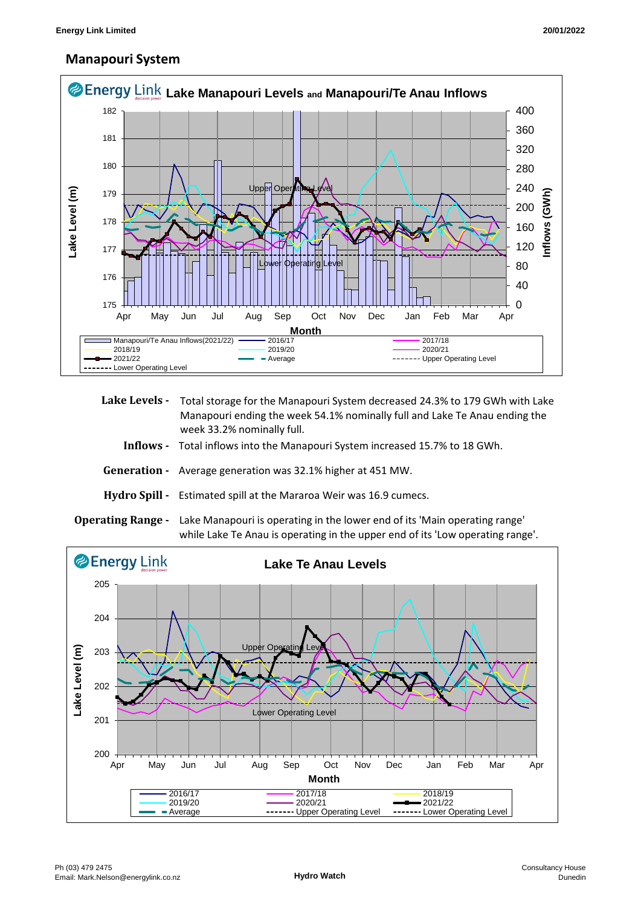## Manapouri System

Energy Link **Lake Manapouri Levels and Manapouri/Te Anau Inflows**

Lake Level (m)
182
181
180
179
178
177
176
175

Inflows (GWh)
400
360
320
280
240
200
160
120
80
40
0

Apr May Jun Jul Aug Sep Oct Nov Dec Jan Feb Mar Apr

Month

Upper Operating Level
Lower Operating Level

Manapouri/Te Anau Inflows(2021/22)
2016/17
2017/18
2018/19
2019/20
2020/21
2021/22
Average
Upper Operating Level
Lower Operating Level

**Lake Levels -** Total storage for the Manapouri System decreased 24.3% to 179 GWh with Lake Manapouri ending the week 54.1% nominally full and Lake Te Anau ending the week 33.2% nominally full.

**Inflows -** Total inflows into the Manapouri System increased 15.7% to 18 GWh.

**Generation -** Average generation was 32.1% higher at 451 MW.

**Hydro Spill -** Estimated spill at the Mararoa Weir was 16.9 cumecs.

**Operating Range -** Lake Manapouri is operating in the lower end of its 'Main operating range' while Lake Te Anau is operating in the upper end of its 'Low operating range'.

Energy Link **Lake Te Anau Levels**

Lake Level (m)
205
204
203
202
201
200

Apr May Jun Jul Aug Sep Oct Nov Dec Jan Feb Mar Apr

Month

Upper Operating Level
Lower Operating Level

2016/17
2017/18
2018/19
2019/20
2020/21
2021/22
Average
Upper Operating Level
Lower Operating Level